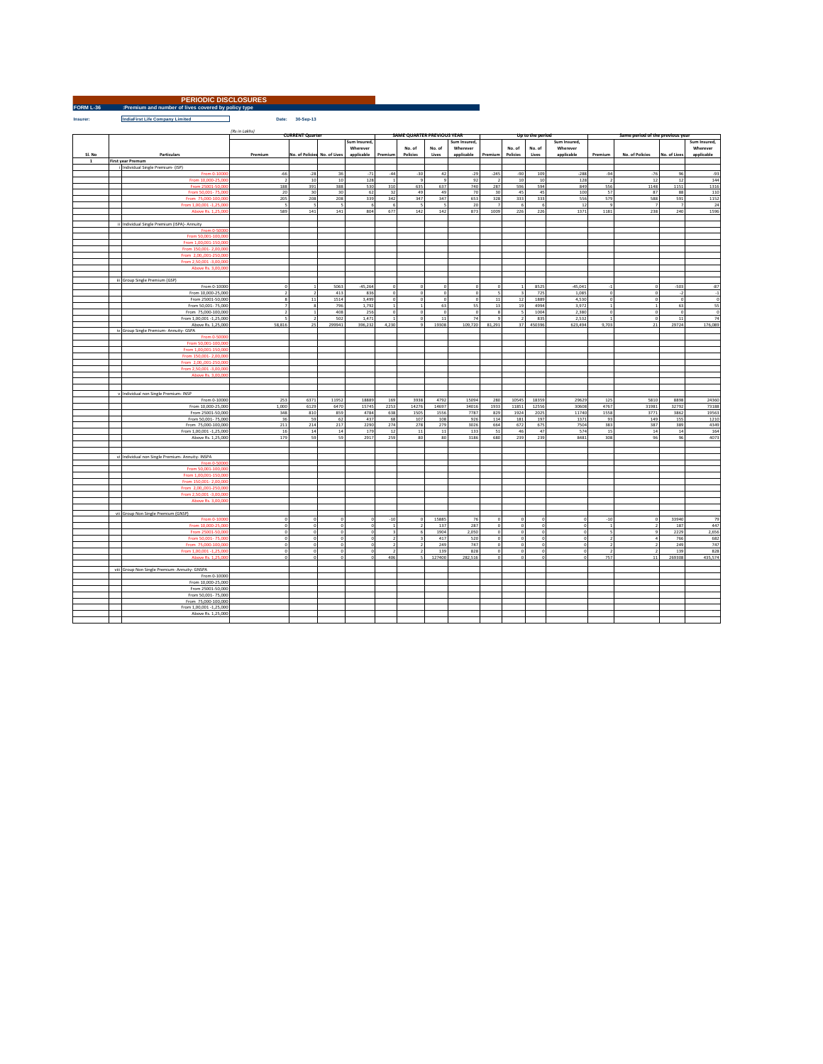**PERIODIC DISCLOSURES**

**FORM L-36** :Premium and number of lives covered by policy type

**Insurer:** IndiaFirst Life Company Limited **Date:** 30-Sep-13

(Rs in Lakhs)

| Sl. No | Particulars | CURRENT Quarter | | | | SAME QUARTER PREVIOUS YEAR | | | | Up to the period | | | | Same period of the previous year | | | |
|---|---|---|---|---|---|---|---|---|---|---|---|---|---|---|---|---|---|
| | | Premium | No. of Policies | No. of Lives | Sum Insured, Wherever applicable | Premium | No. of Policies | No. of Lives | Sum Insured, Wherever applicable | Premium | No. of Policies | No. of Lives | Sum Insured, Wherever applicable | Premium | No. of Policies | No. of Lives | Sum Insured, Wherever applicable |
| 1 | First year Premum | | | | | | | | | | | | | | | | |
| | i Individual Single Premium- (ISP) | | | | | | | | | | | | | | | | |
| | From 0-10000 | -66 | -28 | 36 | -71 | -44 | -30 | 42 | -29 | -245 | -90 | 109 | -288 | -94 | -76 | 96 | -93 |
| | From 10,000-25,000 | 2 | 10 | 10 | 128 | 1 | 9 | 9 | 92 | 2 | 10 | 10 | 128 | 2 | 12 | 12 | 144 |
| | From 25001-50,000 | 188 | 391 | 388 | 530 | 310 | 635 | 637 | 740 | 287 | 596 | 594 | 849 | 556 | 1148 | 1151 | 1316 |
| | From 50,001- 75,000 | 20 | 30 | 30 | 62 | 32 | 49 | 49 | 70 | 30 | 45 | 45 | 100 | 57 | 87 | 88 | 110 |
| | From 75,000-100,000 | 205 | 208 | 208 | 339 | 342 | 347 | 347 | 653 | 328 | 333 | 333 | 556 | 579 | 588 | 591 | 1152 |
| | From 1,00,001 -1,25,000 | 5 | 5 | 5 | 6 | 6 | 5 | 5 | 20 | 7 | 6 | 6 | 12 | 9 | 7 | 7 | 24 |
| | Above Rs. 1,25,000 | 589 | 141 | 141 | 804 | 677 | 142 | 142 | 873 | 1009 | 226 | 226 | 1371 | 1181 | 238 | 240 | 1596 |
| | ii Individual Single Premium (ISPA)- Annuity | | | | | | | | | | | | | | | | |
| | From 0-50000 | | | | | | | | | | | | | | | | |
| | From 50,001-100,000 | | | | | | | | | | | | | | | | |
| | From 1,00,001-150,000 | | | | | | | | | | | | | | | | |
| | From 150,001- 2,00,000 | | | | | | | | | | | | | | | | |
| | From 2,00,,001-250,000 | | | | | | | | | | | | | | | | |
| | From 2,50,001 -3,00,000 | | | | | | | | | | | | | | | | |
| | Above Rs. 3,00,000 | | | | | | | | | | | | | | | | |
| | iii Group Single Premium (GSP) | | | | | | | | | | | | | | | | |
| | From 0-10000 | 0 | 1 | 5063 | -45,264 | 0 | 0 | 0 | 0 | 0 | 1 | 8525 | -45,041 | -1 | 0 | -503 | -87 |
| | From 10,000-25,000 | 2 | 2 | 413 | 836 | 0 | 0 | 0 | 0 | 5 | 3 | 725 | 1,085 | 0 | 0 | -2 | -1 |
| | From 25001-50,000 | 8 | 11 | 1514 | 3,499 | 0 | 0 | 0 | 0 | 11 | 12 | 1889 | 4,530 | 0 | 0 | 0 | 0 |
| | From 50,001- 75,000 | 7 | 8 | 796 | 1,792 | 1 | 1 | 63 | 55 | 13 | 19 | 4994 | 3,972 | 1 | 1 | 63 | 55 |
| | From 75,000-100,000 | 2 | 1 | 408 | 256 | 0 | 0 | 0 | 0 | 8 | 5 | 1004 | 2,380 | 0 | 0 | 0 | 0 |
| | From 1,00,001 -1,25,000 | 5 | 2 | 502 | 1,471 | 1 | 0 | 11 | 74 | 9 | 2 | 835 | 2,532 | 1 | 0 | 11 | 74 |
| | Above Rs. 1,25,000 | 58,816 | 25 | 299941 | 396,232 | 4,230 | 9 | 19308 | 109,720 | 81,291 | 37 | 450396 | 623,494 | 9,703 | 21 | 29724 | 176,089 |
| | iv Group Single Premium- Annuity- GSPA | | | | | | | | | | | | | | | | |
| | From 0-50000 | | | | | | | | | | | | | | | | |
| | From 50,001-100,000 | | | | | | | | | | | | | | | | |
| | From 1,00,001-150,000 | | | | | | | | | | | | | | | | |
| | From 150,001- 2,00,000 | | | | | | | | | | | | | | | | |
| | From 2,00,,001-250,000 | | | | | | | | | | | | | | | | |
| | From 2,50,001 -3,00,000 | | | | | | | | | | | | | | | | |
| | Above Rs. 3,00,000 | | | | | | | | | | | | | | | | |
| | v Individual non Single Premium- INSP | | | | | | | | | | | | | | | | |
| | From 0-10000 | 253 | 6371 | 11952 | 18889 | 169 | 3938 | 4792 | 15094 | 280 | 10545 | 18359 | 29629 | 125 | 5810 | 8898 | 24360 |
| | From 10,000-25,000 | 1,000 | 6129 | 6470 | 15745 | 2253 | 14276 | 14697 | 34016 | 1933 | 11851 | 12556 | 30608 | 4767 | 31981 | 32792 | 73188 |
| | From 25001-50,000 | 348 | 810 | 859 | 4784 | 638 | 1505 | 1556 | 7787 | 829 | 1924 | 2025 | 11740 | 1558 | 3771 | 3862 | 19563 |
| | From 50,001- 75,000 | 36 | 59 | 62 | 437 | 68 | 107 | 108 | 926 | 114 | 181 | 197 | 1371 | 93 | 149 | 155 | 1210 |
| | From 75,000-100,000 | 211 | 214 | 217 | 2290 | 274 | 278 | 279 | 3026 | 664 | 672 | 675 | 7504 | 383 | 387 | 389 | 4348 |
| | From 1,00,001 -1,25,000 | 16 | 14 | 14 | 179 | 12 | 11 | 11 | 133 | 51 | 46 | 47 | 574 | 15 | 14 | 14 | 164 |
| | Above Rs. 1,25,000 | 179 | 59 | 59 | 2917 | 259 | 80 | 80 | 3186 | 680 | 239 | 239 | 8481 | 308 | 96 | 96 | 4073 |
| | vi Individual non Single Premium- Annuity- INSPA | | | | | | | | | | | | | | | | |
| | From 0-50000 | | | | | | | | | | | | | | | | |
| | From 50,001-100,000 | | | | | | | | | | | | | | | | |
| | From 1,00,001-150,000 | | | | | | | | | | | | | | | | |
| | From 150,001- 2,00,000 | | | | | | | | | | | | | | | | |
| | From 2,00,,001-250,000 | | | | | | | | | | | | | | | | |
| | From 2,50,001 -3,00,000 | | | | | | | | | | | | | | | | |
| | Above Rs. 3,00,000 | | | | | | | | | | | | | | | | |
| | vii Group Non Single Premium (GNSP) | | | | | | | | | | | | | | | | |
| | From 0-10000 | 0 | 0 | 0 | 0 | -10 | 0 | 15885 | 76 | 0 | 0 | 0 | 0 | -10 | 0 | 33940 | 79 |
| | From 10,000-25,000 | 0 | 0 | 0 | 0 | 1 | 2 | 137 | 287 | 0 | 0 | 0 | 0 | 1 | 2 | 187 | 447 |
| | From 25001-50,000 | 0 | 0 | 0 | 0 | 3 | 6 | 1904 | 2,050 | 0 | 0 | 0 | 0 | 5 | 9 | 2229 | 2,656 |
| | From 50,001- 75,000 | 0 | 0 | 0 | 0 | 2 | 3 | 417 | 520 | 0 | 0 | 0 | 0 | 2 | 4 | 766 | 682 |
| | From 75,000-100,000 | 0 | 0 | 0 | 0 | 2 | 2 | 249 | 747 | 0 | 0 | 0 | 0 | 2 | 2 | 249 | 747 |
| | From 1,00,001 -1,25,000 | 0 | 0 | 0 | 0 | 2 | 2 | 139 | 828 | 0 | 0 | 0 | 0 | 2 | 2 | 139 | 828 |
| | Above Rs. 1,25,000 | 0 | 0 | 0 | 0 | 406 | 5 | 127400 | 282,516 | 0 | 0 | 0 | 0 | 757 | 11 | 269308 | 435,574 |
| | viii Group Non Single Premium- Annuity- GNSPA | | | | | | | | | | | | | | | | |
| | From 0-10000 | | | | | | | | | | | | | | | | |
| | From 10,000-25,000 | | | | | | | | | | | | | | | | |
| | From 25001-50,000 | | | | | | | | | | | | | | | | |
| | From 50,001- 75,000 | | | | | | | | | | | | | | | | |
| | From 75,000-100,000 | | | | | | | | | | | | | | | | |
| | From 1,00,001 -1,25,000 | | | | | | | | | | | | | | | | |
| | Above Rs. 1,25,000 | | | | | | | | | | | | | | | | |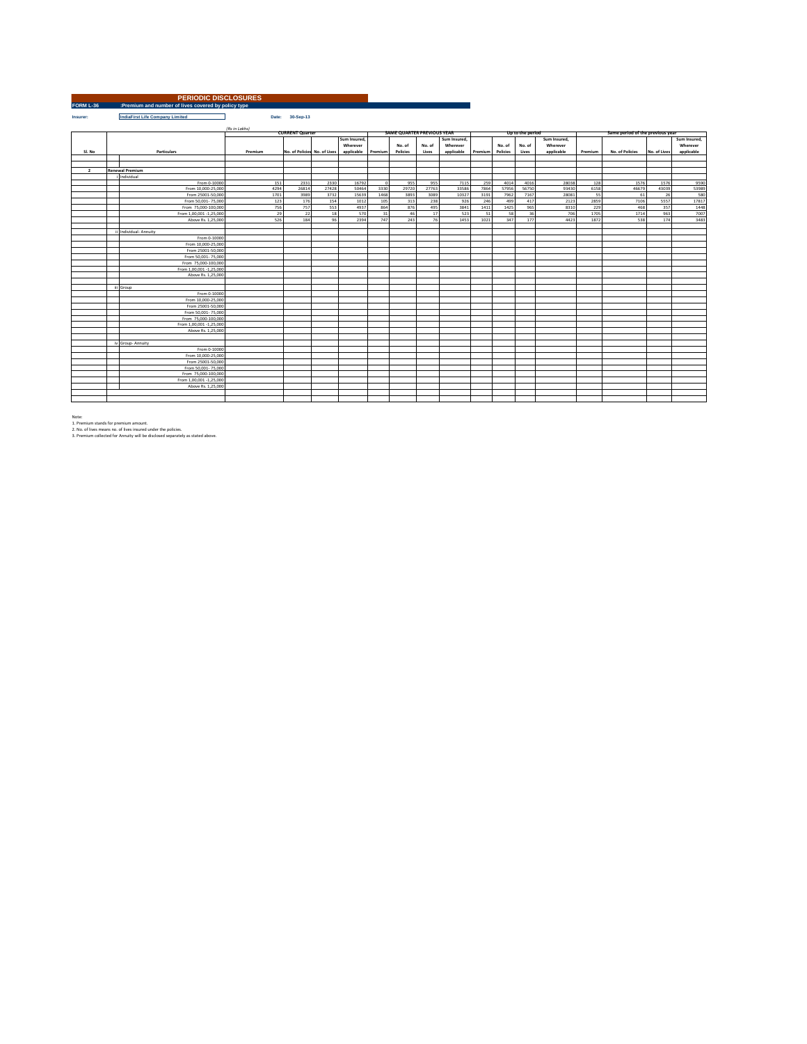# PERIODIC DISCLOSURES

**FORM L-36** :Premium and number of lives covered by policy type

**Insurer:** IndiaFirst Life Company Limited **Date:** 30-Sep-13

(Rs in Lakhs)

| Sl. No | Particulars | CURRENT Quarter | | | | SAME QUARTER PREVIOUS YEAR | | | | Up to the period | | | | Same period of the previous year | | | |
|---|---|---|---|---|---|---|---|---|---|---|---|---|---|---|---|---|---|
| | | Premium | No. of Policies | No. of Lives | Sum Insured, Wherever applicable | Premium | No. of Policies | No. of Lives | Sum Insured, Wherever applicable | Premium | No. of Policies | No. of Lives | Sum Insured, Wherever applicable | Premium | No. of Policies | No. of Lives | Sum Insured, Wherever applicable |
| 2 | Renewal Premium | | | | | | | | | | | | | | | | |
| | i Individual | | | | | | | | | | | | | | | | |
| | From 0-10000 | 151 | 2331 | 2330 | 16792 | 0 | 955 | 955 | 7115 | 259 | 4014 | 4016 | 28038 | 128 | 1576 | 1576 | 9590 |
| | From 10,000-25,000 | 4294 | 26814 | 27428 | 50464 | 3330 | 29720 | 27763 | 33586 | 7864 | 57956 | 56750 | 93430 | 6158 | 46679 | 43039 | 53989 |
| | From 25001-50,000 | 1701 | 3989 | 3732 | 15639 | 1468 | 3893 | 3089 | 10327 | 3191 | 7962 | 7167 | 28081 | 55 | 61 | 26 | 580 |
| | From 50,001- 75,000 | 123 | 176 | 154 | 1012 | 105 | 313 | 238 | 926 | 246 | 499 | 417 | 2123 | 2859 | 7106 | 5557 | 17817 |
| | From 75,000-100,000 | 756 | 757 | 553 | 4937 | 864 | 876 | 495 | 3841 | 1411 | 1425 | 965 | 8310 | 229 | 468 | 357 | 1448 |
| | From 1,00,001 -1,25,000 | 29 | 22 | 18 | 570 | 51 | 46 | 17 | 523 | 51 | 58 | 36 | 706 | 1705 | 1714 | 963 | 7007 |
| | Above Rs. 1,25,000 | 526 | 184 | 96 | 2394 | 747 | 243 | 76 | 1453 | 1021 | 347 | 177 | 4423 | 1872 | 538 | 174 | 3483 |
| | ii Individual- Annuity | | | | | | | | | | | | | | | | |
| | From 0-10000 | | | | | | | | | | | | | | | | |
| | From 10,000-25,000 | | | | | | | | | | | | | | | | |
| | From 25001-50,000 | | | | | | | | | | | | | | | | |
| | From 50,001- 75,000 | | | | | | | | | | | | | | | | |
| | From 75,000-100,000 | | | | | | | | | | | | | | | | |
| | From 1,00,001 -1,25,000 | | | | | | | | | | | | | | | | |
| | Above Rs. 1,25,000 | | | | | | | | | | | | | | | | |
| | iii Group | | | | | | | | | | | | | | | | |
| | From 0-10000 | | | | | | | | | | | | | | | | |
| | From 10,000-25,000 | | | | | | | | | | | | | | | | |
| | From 25001-50,000 | | | | | | | | | | | | | | | | |
| | From 50,001- 75,000 | | | | | | | | | | | | | | | | |
| | From 75,000-100,000 | | | | | | | | | | | | | | | | |
| | From 1,00,001 -1,25,000 | | | | | | | | | | | | | | | | |
| | Above Rs. 1,25,000 | | | | | | | | | | | | | | | | |
| | iv Group- Annuity | | | | | | | | | | | | | | | | |
| | From 0-10000 | | | | | | | | | | | | | | | | |
| | From 10,000-25,000 | | | | | | | | | | | | | | | | |
| | From 25001-50,000 | | | | | | | | | | | | | | | | |
| | From 50,001- 75,000 | | | | | | | | | | | | | | | | |
| | From 75,000-100,000 | | | | | | | | | | | | | | | | |
| | From 1,00,001 -1,25,000 | | | | | | | | | | | | | | | | |
| | Above Rs. 1,25,000 | | | | | | | | | | | | | | | | |

Note:
1. Premium stands for premium amount.
2. No. of lives means no. of lives insured under the policies.
3. Premium collected for Annuity will be disclosed separately as stated above.